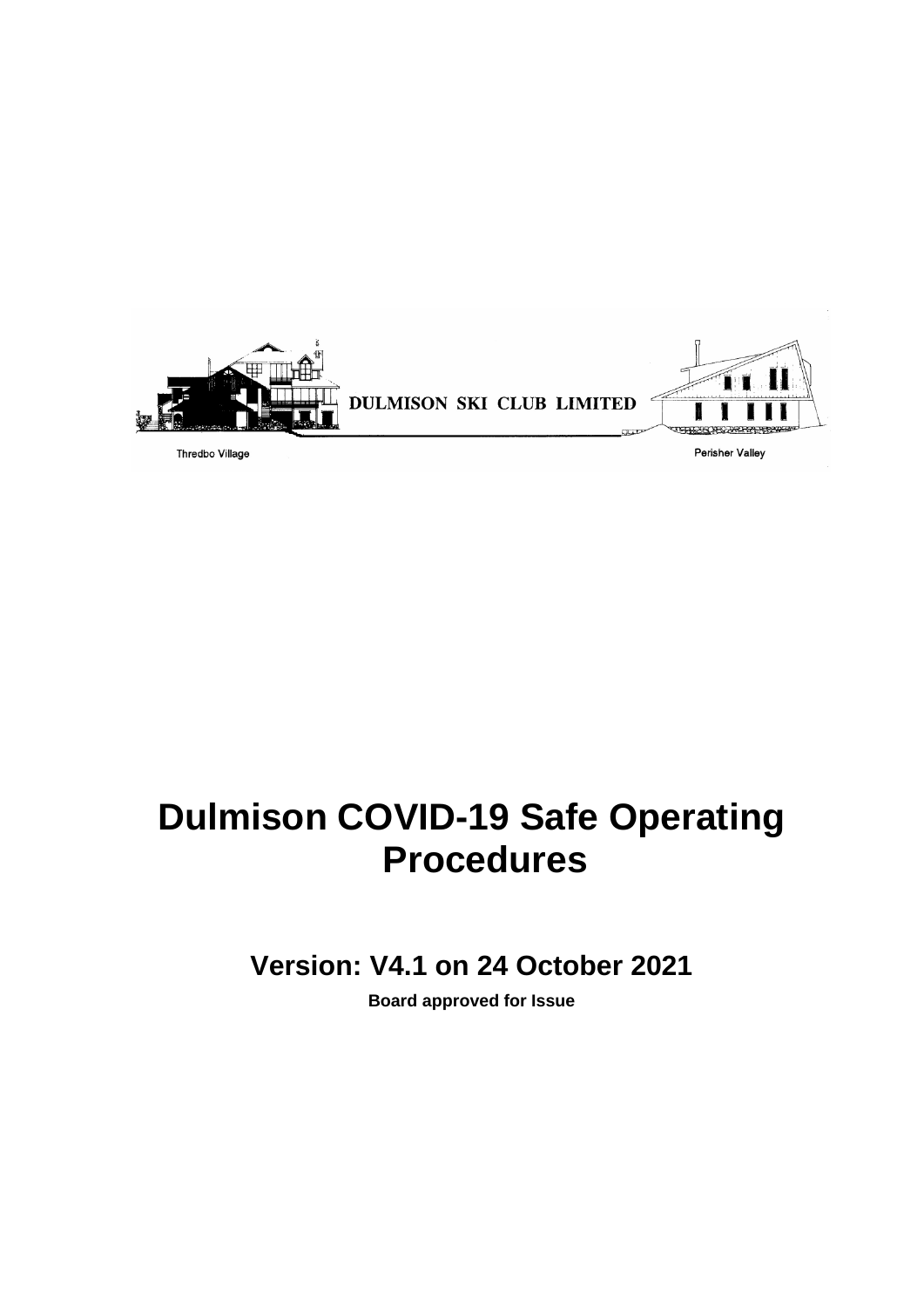DULMISON SKI CLUB LIMITED

Thredbo Village

Perisher Valley

# Dulmison COVID-19 Safe Operating Procedures

## Version: V4.1 on 24 October 2021

**Board approved for Issue**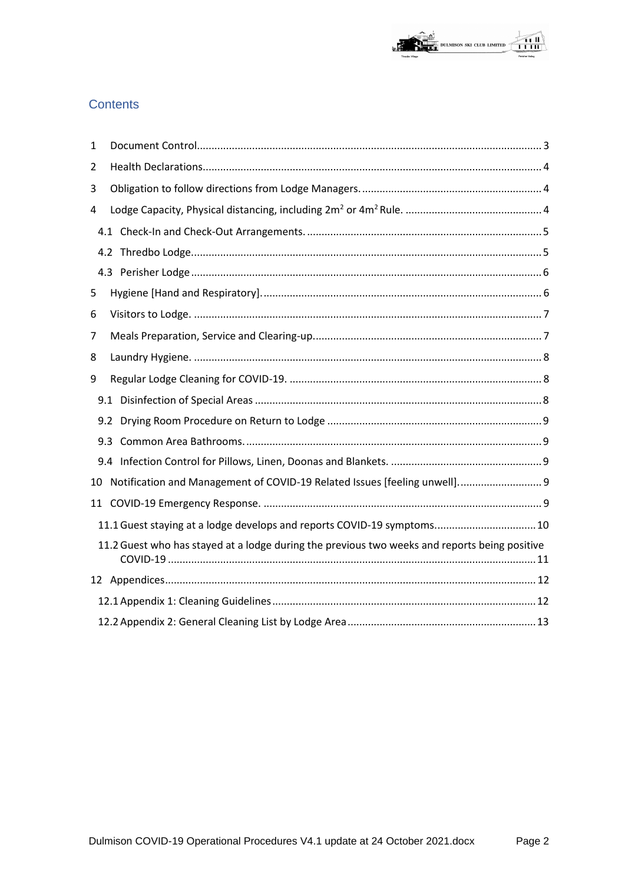## Contents

1 Document Control ..... 3
2 Health Declarations ..... 4
3 Obligation to follow directions from Lodge Managers. ..... 4
4 Lodge Capacity, Physical distancing, including $2m^2$ or $4m^2$ Rule. ..... 4
  4.1 Check-In and Check-Out Arrangements. ..... 5
  4.2 Thredbo Lodge. ..... 5
  4.3 Perisher Lodge ..... 6
5 Hygiene [Hand and Respiratory]. ..... 6
6 Visitors to Lodge. ..... 7
7 Meals Preparation, Service and Clearing-up. ..... 7
8 Laundry Hygiene. ..... 8
9 Regular Lodge Cleaning for COVID-19. ..... 8
  9.1 Disinfection of Special Areas ..... 8
  9.2 Drying Room Procedure on Return to Lodge ..... 9
  9.3 Common Area Bathrooms. ..... 9
  9.4 Infection Control for Pillows, Linen, Doonas and Blankets. ..... 9
10 Notification and Management of COVID-19 Related Issues [feeling unwell]. ..... 9
11 COVID-19 Emergency Response. ..... 9
  11.1 Guest staying at a lodge develops and reports COVID-19 symptoms. ..... 10
  11.2 Guest who has stayed at a lodge during the previous two weeks and reports being positive COVID-19 ..... 11
12 Appendices ..... 12
  12.1 Appendix 1: Cleaning Guidelines ..... 12
  12.2 Appendix 2: General Cleaning List by Lodge Area ..... 13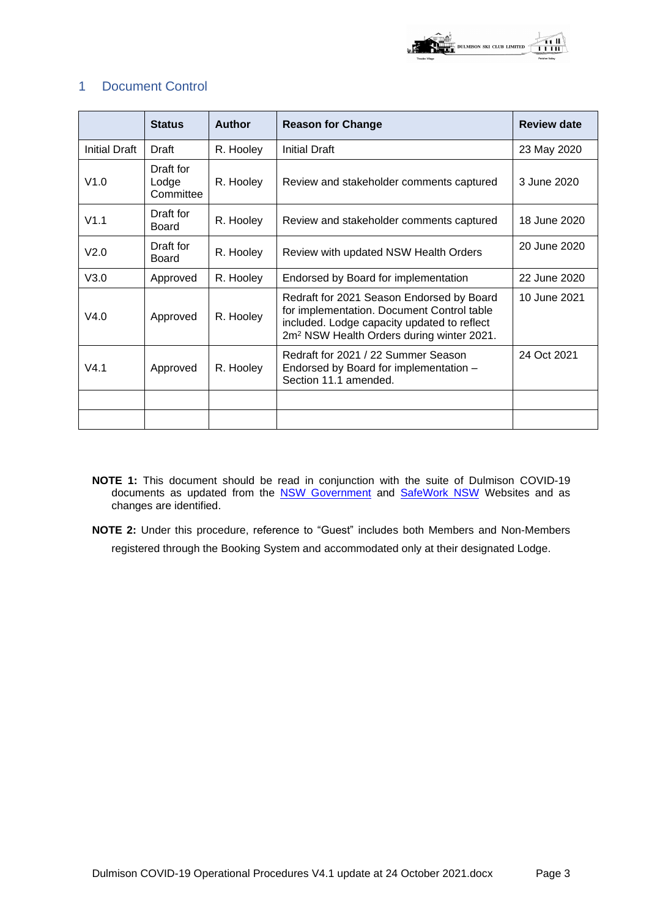# 1 Document Control

| | Status | Author | Reason for Change | Review date |
|---|---|---|---|---|
| Initial Draft | Draft | R. Hooley | Initial Draft | 23 May 2020 |
| V1.0 | Draft for Lodge Committee | R. Hooley | Review and stakeholder comments captured | 3 June 2020 |
| V1.1 | Draft for Board | R. Hooley | Review and stakeholder comments captured | 18 June 2020 |
| V2.0 | Draft for Board | R. Hooley | Review with updated NSW Health Orders | 20 June 2020 |
| V3.0 | Approved | R. Hooley | Endorsed by Board for implementation | 22 June 2020 |
| V4.0 | Approved | R. Hooley | Redraft for 2021 Season Endorsed by Board for implementation. Document Control table included. Lodge capacity updated to reflect $2m^2$ NSW Health Orders during winter 2021. | 10 June 2021 |
| V4.1 | Approved | R. Hooley | Redraft for 2021 / 22 Summer Season Endorsed by Board for implementation – Section 11.1 amended. | 24 Oct 2021 |
| | | | | |
| | | | | |

**NOTE 1:** This document should be read in conjunction with the suite of Dulmison COVID-19 documents as updated from the NSW Government and SafeWork NSW Websites and as changes are identified.

**NOTE 2:** Under this procedure, reference to "Guest" includes both Members and Non-Members registered through the Booking System and accommodated only at their designated Lodge.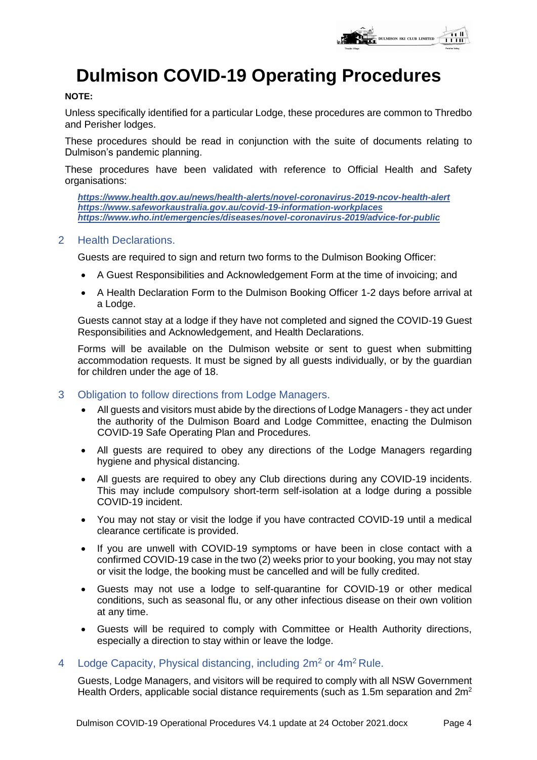# Dulmison COVID-19 Operating Procedures

**NOTE:**

Unless specifically identified for a particular Lodge, these procedures are common to Thredbo and Perisher lodges.

These procedures should be read in conjunction with the suite of documents relating to Dulmison's pandemic planning.

These procedures have been validated with reference to Official Health and Safety organisations:

***https://www.health.gov.au/news/health-alerts/novel-coronavirus-2019-ncov-health-alert***
***https://www.safeworkaustralia.gov.au/covid-19-information-workplaces***
***https://www.who.int/emergencies/diseases/novel-coronavirus-2019/advice-for-public***

## 2 Health Declarations.

Guests are required to sign and return two forms to the Dulmison Booking Officer:

- A Guest Responsibilities and Acknowledgement Form at the time of invoicing; and
- A Health Declaration Form to the Dulmison Booking Officer 1-2 days before arrival at a Lodge.

Guests cannot stay at a lodge if they have not completed and signed the COVID-19 Guest Responsibilities and Acknowledgement, and Health Declarations.

Forms will be available on the Dulmison website or sent to guest when submitting accommodation requests. It must be signed by all guests individually, or by the guardian for children under the age of 18.

## 3 Obligation to follow directions from Lodge Managers.

- All guests and visitors must abide by the directions of Lodge Managers - they act under the authority of the Dulmison Board and Lodge Committee, enacting the Dulmison COVID-19 Safe Operating Plan and Procedures.
- All guests are required to obey any directions of the Lodge Managers regarding hygiene and physical distancing.
- All guests are required to obey any Club directions during any COVID-19 incidents. This may include compulsory short-term self-isolation at a lodge during a possible COVID-19 incident.
- You may not stay or visit the lodge if you have contracted COVID-19 until a medical clearance certificate is provided.
- If you are unwell with COVID-19 symptoms or have been in close contact with a confirmed COVID-19 case in the two (2) weeks prior to your booking, you may not stay or visit the lodge, the booking must be cancelled and will be fully credited.
- Guests may not use a lodge to self-quarantine for COVID-19 or other medical conditions, such as seasonal flu, or any other infectious disease on their own volition at any time.
- Guests will be required to comply with Committee or Health Authority directions, especially a direction to stay within or leave the lodge.

## 4 Lodge Capacity, Physical distancing, including 2m$^2$ or 4m$^2$ Rule.

Guests, Lodge Managers, and visitors will be required to comply with all NSW Government Health Orders, applicable social distance requirements (such as 1.5m separation and 2m$^2$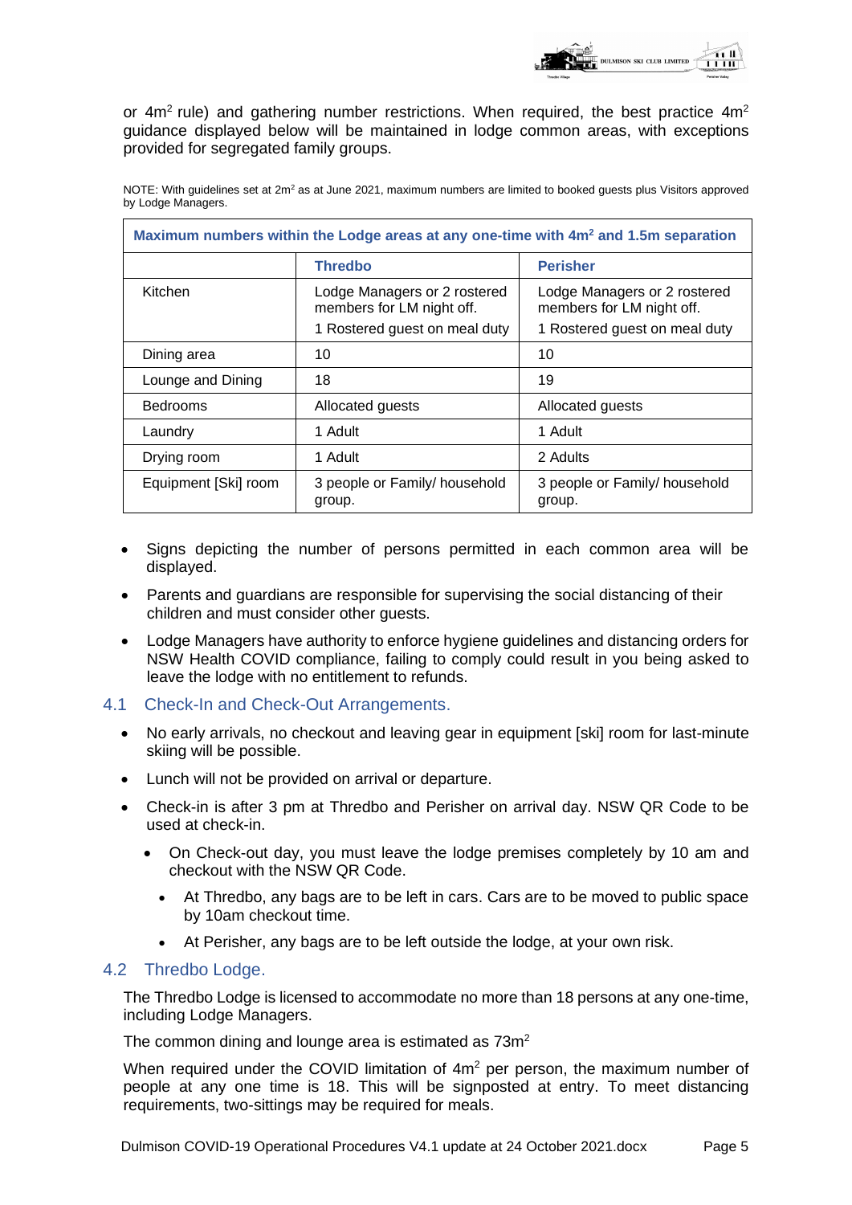or $4m^2$ rule) and gathering number restrictions. When required, the best practice $4m^2$ guidance displayed below will be maintained in lodge common areas, with exceptions provided for segregated family groups.

NOTE: With guidelines set at $2m^2$ as at June 2021, maximum numbers are limited to booked guests plus Visitors approved by Lodge Managers.

| **Maximum numbers within the Lodge areas at any one-time with $4m^2$ and 1.5m separation** | | |
|---|---|---|
| | **Thredbo** | **Perisher** |
| Kitchen | Lodge Managers or 2 rostered members for LM night off.<br>1 Rostered guest on meal duty | Lodge Managers or 2 rostered members for LM night off.<br>1 Rostered guest on meal duty |
| Dining area | 10 | 10 |
| Lounge and Dining | 18 | 19 |
| Bedrooms | Allocated guests | Allocated guests |
| Laundry | 1 Adult | 1 Adult |
| Drying room | 1 Adult | 2 Adults |
| Equipment [Ski] room | 3 people or Family/ household group. | 3 people or Family/ household group. |

- Signs depicting the number of persons permitted in each common area will be displayed.
- Parents and guardians are responsible for supervising the social distancing of their children and must consider other guests.
- Lodge Managers have authority to enforce hygiene guidelines and distancing orders for NSW Health COVID compliance, failing to comply could result in you being asked to leave the lodge with no entitlement to refunds.

## 4.1 Check-In and Check-Out Arrangements.

- No early arrivals, no checkout and leaving gear in equipment [ski] room for last-minute skiing will be possible.
- Lunch will not be provided on arrival or departure.
- Check-in is after 3 pm at Thredbo and Perisher on arrival day. NSW QR Code to be used at check-in.
  - On Check-out day, you must leave the lodge premises completely by 10 am and checkout with the NSW QR Code.
    - At Thredbo, any bags are to be left in cars. Cars are to be moved to public space by 10am checkout time.
    - At Perisher, any bags are to be left outside the lodge, at your own risk.

## 4.2 Thredbo Lodge.

The Thredbo Lodge is licensed to accommodate no more than 18 persons at any one-time, including Lodge Managers.

The common dining and lounge area is estimated as $73m^2$

When required under the COVID limitation of $4m^2$ per person, the maximum number of people at any one time is 18. This will be signposted at entry. To meet distancing requirements, two-sittings may be required for meals.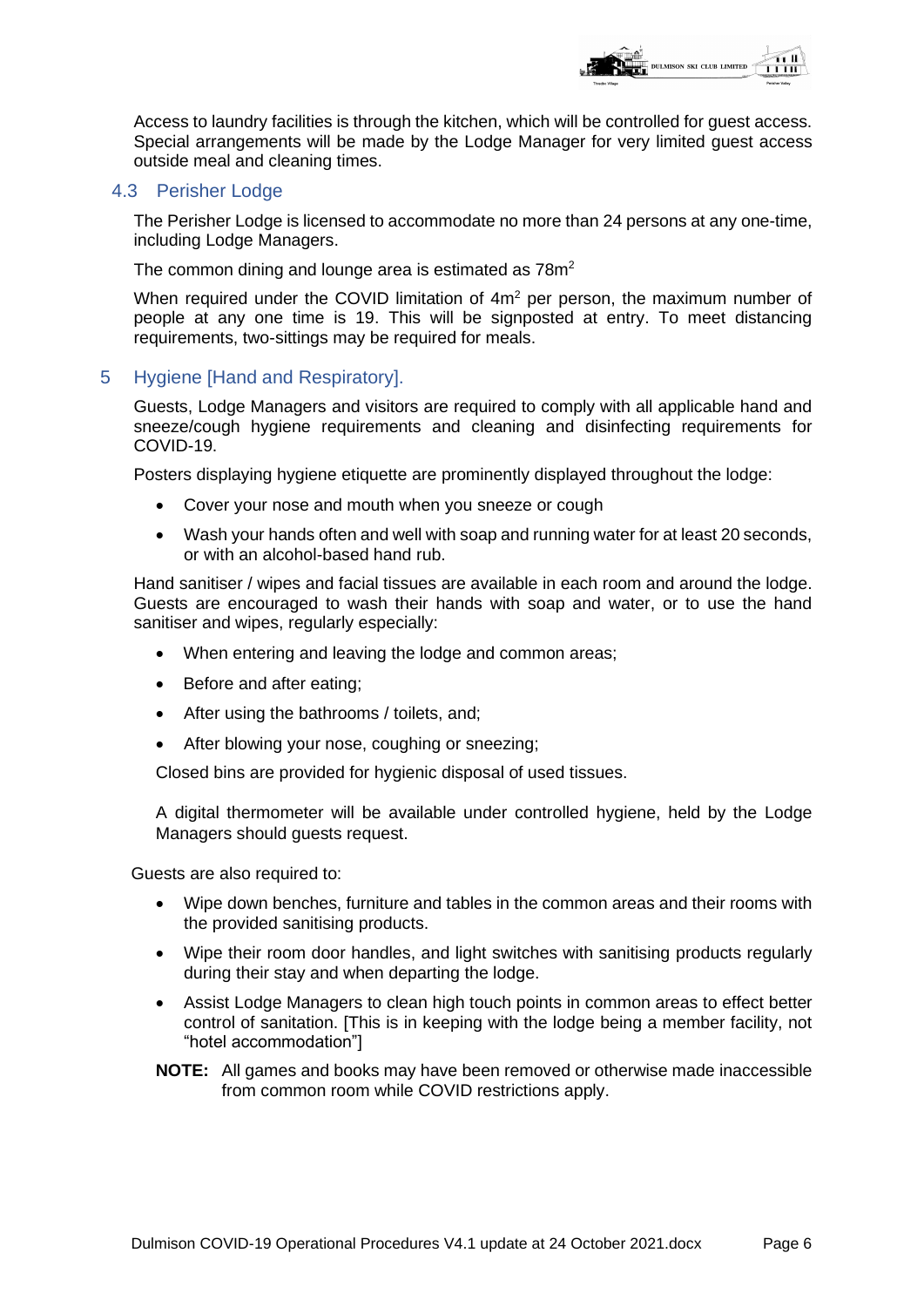Access to laundry facilities is through the kitchen, which will be controlled for guest access. Special arrangements will be made by the Lodge Manager for very limited guest access outside meal and cleaning times.

### 4.3 Perisher Lodge

The Perisher Lodge is licensed to accommodate no more than 24 persons at any one-time, including Lodge Managers.

The common dining and lounge area is estimated as 78m$^2$

When required under the COVID limitation of 4m$^2$ per person, the maximum number of people at any one time is 19. This will be signposted at entry. To meet distancing requirements, two-sittings may be required for meals.

## 5 Hygiene [Hand and Respiratory].

Guests, Lodge Managers and visitors are required to comply with all applicable hand and sneeze/cough hygiene requirements and cleaning and disinfecting requirements for COVID-19.

Posters displaying hygiene etiquette are prominently displayed throughout the lodge:

- Cover your nose and mouth when you sneeze or cough
- Wash your hands often and well with soap and running water for at least 20 seconds, or with an alcohol-based hand rub.

Hand sanitiser / wipes and facial tissues are available in each room and around the lodge. Guests are encouraged to wash their hands with soap and water, or to use the hand sanitiser and wipes, regularly especially:

- When entering and leaving the lodge and common areas;
- Before and after eating;
- After using the bathrooms / toilets, and;
- After blowing your nose, coughing or sneezing;

Closed bins are provided for hygienic disposal of used tissues.

A digital thermometer will be available under controlled hygiene, held by the Lodge Managers should guests request.

Guests are also required to:

- Wipe down benches, furniture and tables in the common areas and their rooms with the provided sanitising products.
- Wipe their room door handles, and light switches with sanitising products regularly during their stay and when departing the lodge.
- Assist Lodge Managers to clean high touch points in common areas to effect better control of sanitation. [This is in keeping with the lodge being a member facility, not "hotel accommodation"]

**NOTE:** All games and books may have been removed or otherwise made inaccessible from common room while COVID restrictions apply.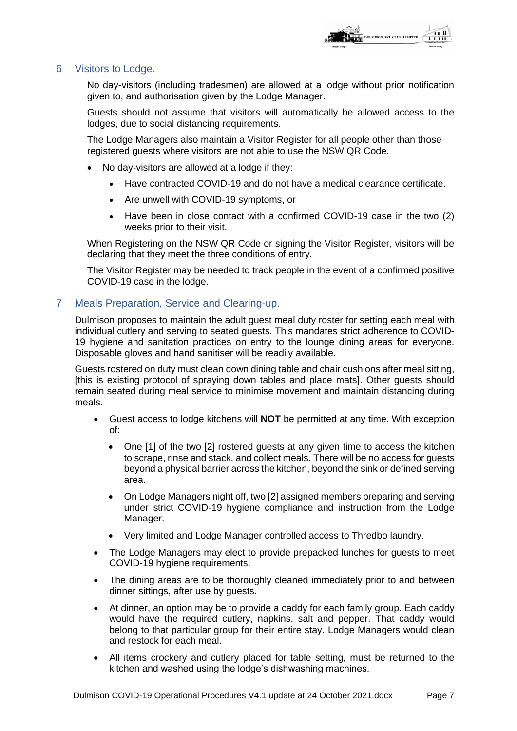## 6 Visitors to Lodge.

No day-visitors (including tradesmen) are allowed at a lodge without prior notification given to, and authorisation given by the Lodge Manager.

Guests should not assume that visitors will automatically be allowed access to the lodges, due to social distancing requirements.

The Lodge Managers also maintain a Visitor Register for all people other than those registered guests where visitors are not able to use the NSW QR Code.

- No day-visitors are allowed at a lodge if they:
  - Have contracted COVID-19 and do not have a medical clearance certificate.
  - Are unwell with COVID-19 symptoms, or
  - Have been in close contact with a confirmed COVID-19 case in the two (2) weeks prior to their visit.

When Registering on the NSW QR Code or signing the Visitor Register, visitors will be declaring that they meet the three conditions of entry.

The Visitor Register may be needed to track people in the event of a confirmed positive COVID-19 case in the lodge.

## 7 Meals Preparation, Service and Clearing-up.

Dulmison proposes to maintain the adult guest meal duty roster for setting each meal with individual cutlery and serving to seated guests. This mandates strict adherence to COVID-19 hygiene and sanitation practices on entry to the lounge dining areas for everyone. Disposable gloves and hand sanitiser will be readily available.

Guests rostered on duty must clean down dining table and chair cushions after meal sitting, [this is existing protocol of spraying down tables and place mats]. Other guests should remain seated during meal service to minimise movement and maintain distancing during meals.

- Guest access to lodge kitchens will **NOT** be permitted at any time. With exception of:
  - One [1] of the two [2] rostered guests at any given time to access the kitchen to scrape, rinse and stack, and collect meals. There will be no access for guests beyond a physical barrier across the kitchen, beyond the sink or defined serving area.
  - On Lodge Managers night off, two [2] assigned members preparing and serving under strict COVID-19 hygiene compliance and instruction from the Lodge Manager.
  - Very limited and Lodge Manager controlled access to Thredbo laundry.
- The Lodge Managers may elect to provide prepacked lunches for guests to meet COVID-19 hygiene requirements.
- The dining areas are to be thoroughly cleaned immediately prior to and between dinner sittings, after use by guests.
- At dinner, an option may be to provide a caddy for each family group. Each caddy would have the required cutlery, napkins, salt and pepper. That caddy would belong to that particular group for their entire stay. Lodge Managers would clean and restock for each meal.
- All items crockery and cutlery placed for table setting, must be returned to the kitchen and washed using the lodge's dishwashing machines.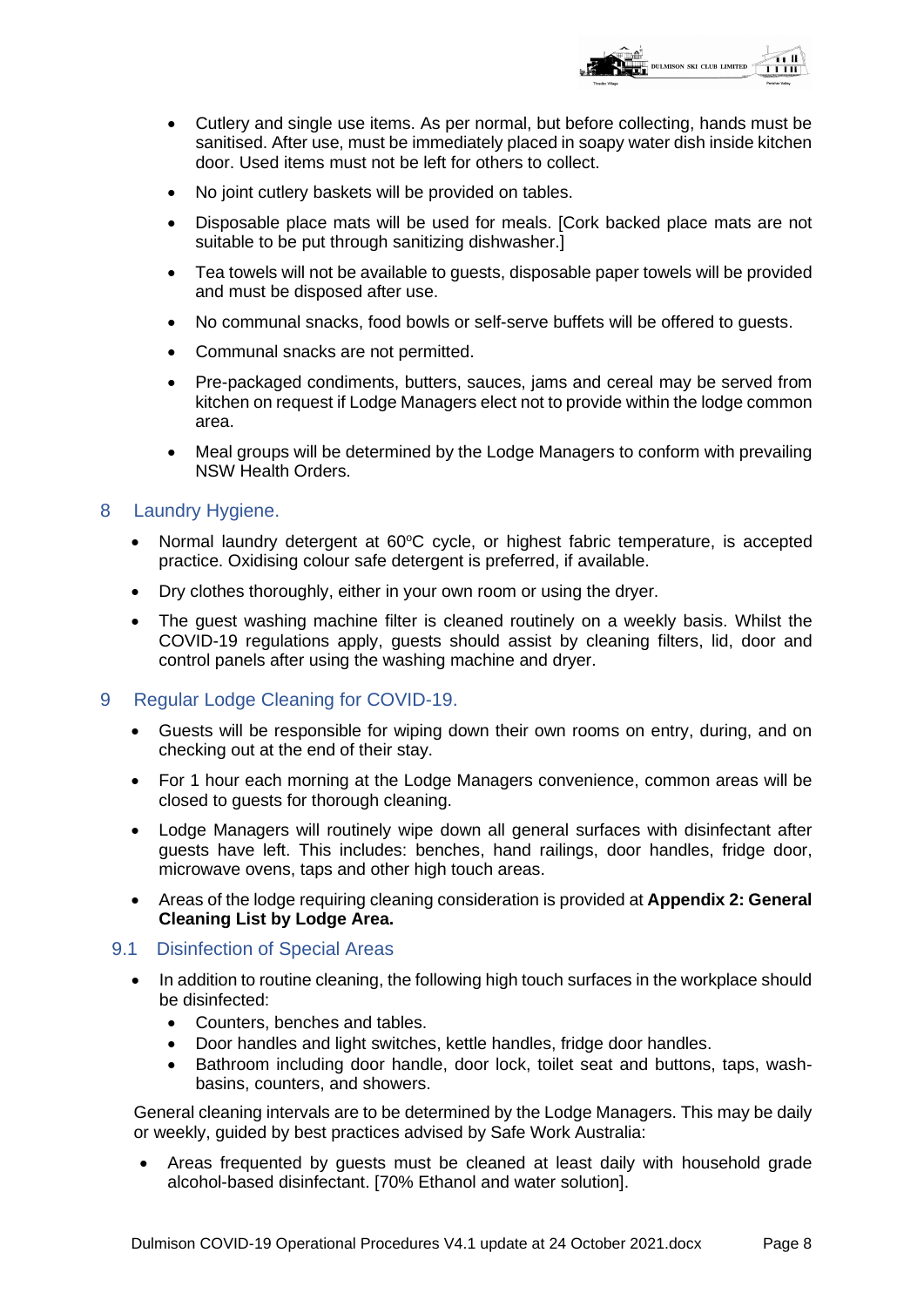- Cutlery and single use items. As per normal, but before collecting, hands must be sanitised. After use, must be immediately placed in soapy water dish inside kitchen door. Used items must not be left for others to collect.
- No joint cutlery baskets will be provided on tables.
- Disposable place mats will be used for meals. [Cork backed place mats are not suitable to be put through sanitizing dishwasher.]
- Tea towels will not be available to guests, disposable paper towels will be provided and must be disposed after use.
- No communal snacks, food bowls or self-serve buffets will be offered to guests.
- Communal snacks are not permitted.
- Pre-packaged condiments, butters, sauces, jams and cereal may be served from kitchen on request if Lodge Managers elect not to provide within the lodge common area.
- Meal groups will be determined by the Lodge Managers to conform with prevailing NSW Health Orders.

## 8 Laundry Hygiene.

- Normal laundry detergent at 60°C cycle, or highest fabric temperature, is accepted practice. Oxidising colour safe detergent is preferred, if available.
- Dry clothes thoroughly, either in your own room or using the dryer.
- The guest washing machine filter is cleaned routinely on a weekly basis. Whilst the COVID-19 regulations apply, guests should assist by cleaning filters, lid, door and control panels after using the washing machine and dryer.

## 9 Regular Lodge Cleaning for COVID-19.

- Guests will be responsible for wiping down their own rooms on entry, during, and on checking out at the end of their stay.
- For 1 hour each morning at the Lodge Managers convenience, common areas will be closed to guests for thorough cleaning.
- Lodge Managers will routinely wipe down all general surfaces with disinfectant after guests have left. This includes: benches, hand railings, door handles, fridge door, microwave ovens, taps and other high touch areas.
- Areas of the lodge requiring cleaning consideration is provided at **Appendix 2: General Cleaning List by Lodge Area.**

### 9.1 Disinfection of Special Areas

- In addition to routine cleaning, the following high touch surfaces in the workplace should be disinfected:
  - Counters, benches and tables.
  - Door handles and light switches, kettle handles, fridge door handles.
  - Bathroom including door handle, door lock, toilet seat and buttons, taps, wash-basins, counters, and showers.

General cleaning intervals are to be determined by the Lodge Managers. This may be daily or weekly, guided by best practices advised by Safe Work Australia:

- Areas frequented by guests must be cleaned at least daily with household grade alcohol-based disinfectant. [70% Ethanol and water solution].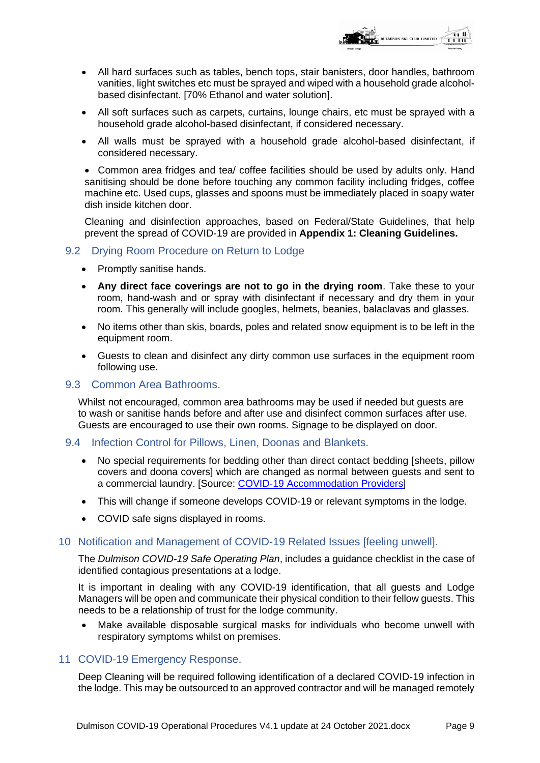- All hard surfaces such as tables, bench tops, stair banisters, door handles, bathroom vanities, light switches etc must be sprayed and wiped with a household grade alcohol-based disinfectant. [70% Ethanol and water solution].
- All soft surfaces such as carpets, curtains, lounge chairs, etc must be sprayed with a household grade alcohol-based disinfectant, if considered necessary.
- All walls must be sprayed with a household grade alcohol-based disinfectant, if considered necessary.
- Common area fridges and tea/ coffee facilities should be used by adults only. Hand sanitising should be done before touching any common facility including fridges, coffee machine etc. Used cups, glasses and spoons must be immediately placed in soapy water dish inside kitchen door.

Cleaning and disinfection approaches, based on Federal/State Guidelines, that help prevent the spread of COVID-19 are provided in **Appendix 1: Cleaning Guidelines.**

## 9.2 Drying Room Procedure on Return to Lodge

- Promptly sanitise hands.
- **Any direct face coverings are not to go in the drying room**. Take these to your room, hand-wash and or spray with disinfectant if necessary and dry them in your room. This generally will include googles, helmets, beanies, balaclavas and glasses.
- No items other than skis, boards, poles and related snow equipment is to be left in the equipment room.
- Guests to clean and disinfect any dirty common use surfaces in the equipment room following use.

## 9.3 Common Area Bathrooms.

Whilst not encouraged, common area bathrooms may be used if needed but guests are to wash or sanitise hands before and after use and disinfect common surfaces after use. Guests are encouraged to use their own rooms. Signage to be displayed on door.

## 9.4 Infection Control for Pillows, Linen, Doonas and Blankets.

- No special requirements for bedding other than direct contact bedding [sheets, pillow covers and doona covers] which are changed as normal between guests and sent to a commercial laundry. [Source: COVID-19 Accommodation Providers]
- This will change if someone develops COVID-19 or relevant symptoms in the lodge.
- COVID safe signs displayed in rooms.

# 10 Notification and Management of COVID-19 Related Issues [feeling unwell].

The *Dulmison COVID-19 Safe Operating Plan*, includes a guidance checklist in the case of identified contagious presentations at a lodge.

It is important in dealing with any COVID-19 identification, that all guests and Lodge Managers will be open and communicate their physical condition to their fellow guests. This needs to be a relationship of trust for the lodge community.

- Make available disposable surgical masks for individuals who become unwell with respiratory symptoms whilst on premises.

# 11 COVID-19 Emergency Response.

Deep Cleaning will be required following identification of a declared COVID-19 infection in the lodge. This may be outsourced to an approved contractor and will be managed remotely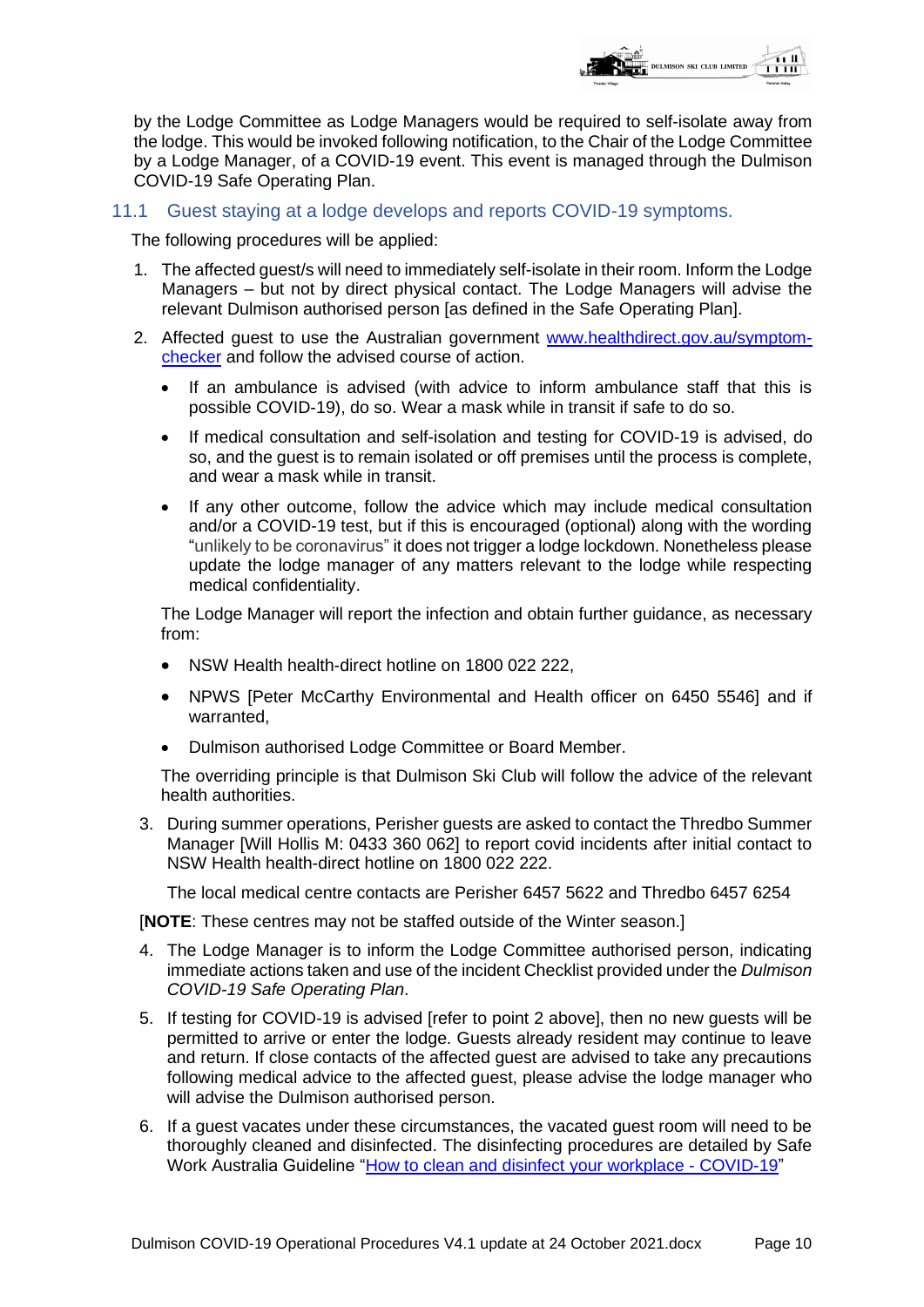by the Lodge Committee as Lodge Managers would be required to self-isolate away from the lodge. This would be invoked following notification, to the Chair of the Lodge Committee by a Lodge Manager, of a COVID-19 event. This event is managed through the Dulmison COVID-19 Safe Operating Plan.

## 11.1 Guest staying at a lodge develops and reports COVID-19 symptoms.

The following procedures will be applied:

1. The affected guest/s will need to immediately self-isolate in their room. Inform the Lodge Managers – but not by direct physical contact. The Lodge Managers will advise the relevant Dulmison authorised person [as defined in the Safe Operating Plan].
2. Affected guest to use the Australian government [www.healthdirect.gov.au/symptom-checker](www.healthdirect.gov.au/symptom-checker) and follow the advised course of action.
   - If an ambulance is advised (with advice to inform ambulance staff that this is possible COVID-19), do so. Wear a mask while in transit if safe to do so.
   - If medical consultation and self-isolation and testing for COVID-19 is advised, do so, and the guest is to remain isolated or off premises until the process is complete, and wear a mask while in transit.
   - If any other outcome, follow the advice which may include medical consultation and/or a COVID-19 test, but if this is encouraged (optional) along with the wording "unlikely to be coronavirus" it does not trigger a lodge lockdown. Nonetheless please update the lodge manager of any matters relevant to the lodge while respecting medical confidentiality.

   The Lodge Manager will report the infection and obtain further guidance, as necessary from:

   - NSW Health health-direct hotline on 1800 022 222,
   - NPWS [Peter McCarthy Environmental and Health officer on 6450 5546] and if warranted,
   - Dulmison authorised Lodge Committee or Board Member.

   The overriding principle is that Dulmison Ski Club will follow the advice of the relevant health authorities.

3. During summer operations, Perisher guests are asked to contact the Thredbo Summer Manager [Will Hollis M: 0433 360 062] to report covid incidents after initial contact to NSW Health health-direct hotline on 1800 022 222.

   The local medical centre contacts are Perisher 6457 5622 and Thredbo 6457 6254

   [**NOTE**: These centres may not be staffed outside of the Winter season.]

4. The Lodge Manager is to inform the Lodge Committee authorised person, indicating immediate actions taken and use of the incident Checklist provided under the *Dulmison COVID-19 Safe Operating Plan*.
5. If testing for COVID-19 is advised [refer to point 2 above], then no new guests will be permitted to arrive or enter the lodge. Guests already resident may continue to leave and return. If close contacts of the affected guest are advised to take any precautions following medical advice to the affected guest, please advise the lodge manager who will advise the Dulmison authorised person.
6. If a guest vacates under these circumstances, the vacated guest room will need to be thoroughly cleaned and disinfected. The disinfecting procedures are detailed by Safe Work Australia Guideline "How to clean and disinfect your workplace - COVID-19"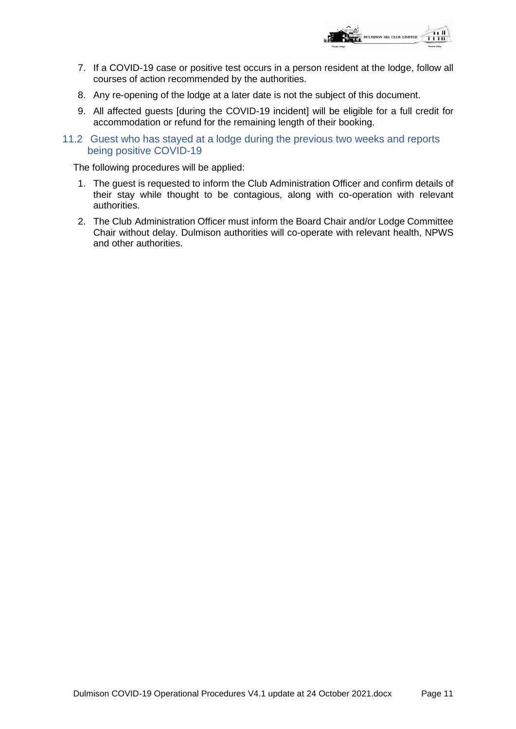7. If a COVID-19 case or positive test occurs in a person resident at the lodge, follow all courses of action recommended by the authorities.
8. Any re-opening of the lodge at a later date is not the subject of this document.
9. All affected guests [during the COVID-19 incident] will be eligible for a full credit for accommodation or refund for the remaining length of their booking.

### 11.2 Guest who has stayed at a lodge during the previous two weeks and reports being positive COVID-19

The following procedures will be applied:

1. The guest is requested to inform the Club Administration Officer and confirm details of their stay while thought to be contagious, along with co-operation with relevant authorities.
2. The Club Administration Officer must inform the Board Chair and/or Lodge Committee Chair without delay. Dulmison authorities will co-operate with relevant health, NPWS and other authorities.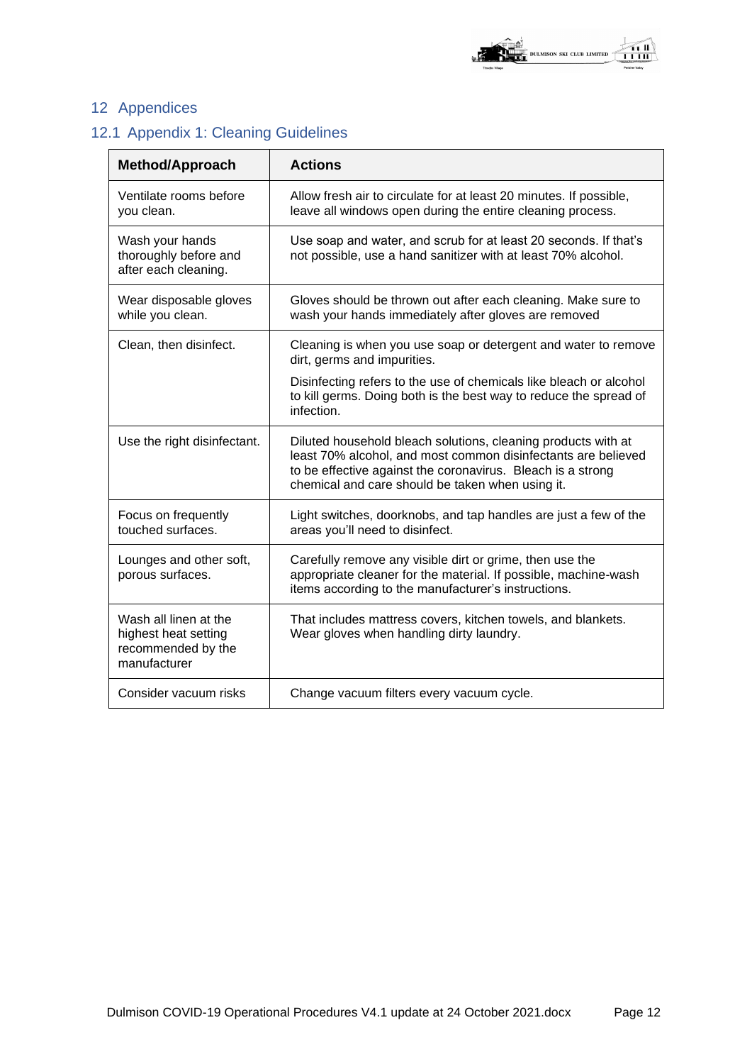# 12 Appendices

## 12.1 Appendix 1: Cleaning Guidelines

| Method/Approach | Actions |
| --- | --- |
| Ventilate rooms before you clean. | Allow fresh air to circulate for at least 20 minutes. If possible, leave all windows open during the entire cleaning process. |
| Wash your hands thoroughly before and after each cleaning. | Use soap and water, and scrub for at least 20 seconds. If that's not possible, use a hand sanitizer with at least 70% alcohol. |
| Wear disposable gloves while you clean. | Gloves should be thrown out after each cleaning. Make sure to wash your hands immediately after gloves are removed |
| Clean, then disinfect. | Cleaning is when you use soap or detergent and water to remove dirt, germs and impurities.<br><br>Disinfecting refers to the use of chemicals like bleach or alcohol to kill germs. Doing both is the best way to reduce the spread of infection. |
| Use the right disinfectant. | Diluted household bleach solutions, cleaning products with at least 70% alcohol, and most common disinfectants are believed to be effective against the coronavirus. Bleach is a strong chemical and care should be taken when using it. |
| Focus on frequently touched surfaces. | Light switches, doorknobs, and tap handles are just a few of the areas you'll need to disinfect. |
| Lounges and other soft, porous surfaces. | Carefully remove any visible dirt or grime, then use the appropriate cleaner for the material. If possible, machine-wash items according to the manufacturer's instructions. |
| Wash all linen at the highest heat setting recommended by the manufacturer | That includes mattress covers, kitchen towels, and blankets. Wear gloves when handling dirty laundry. |
| Consider vacuum risks | Change vacuum filters every vacuum cycle. |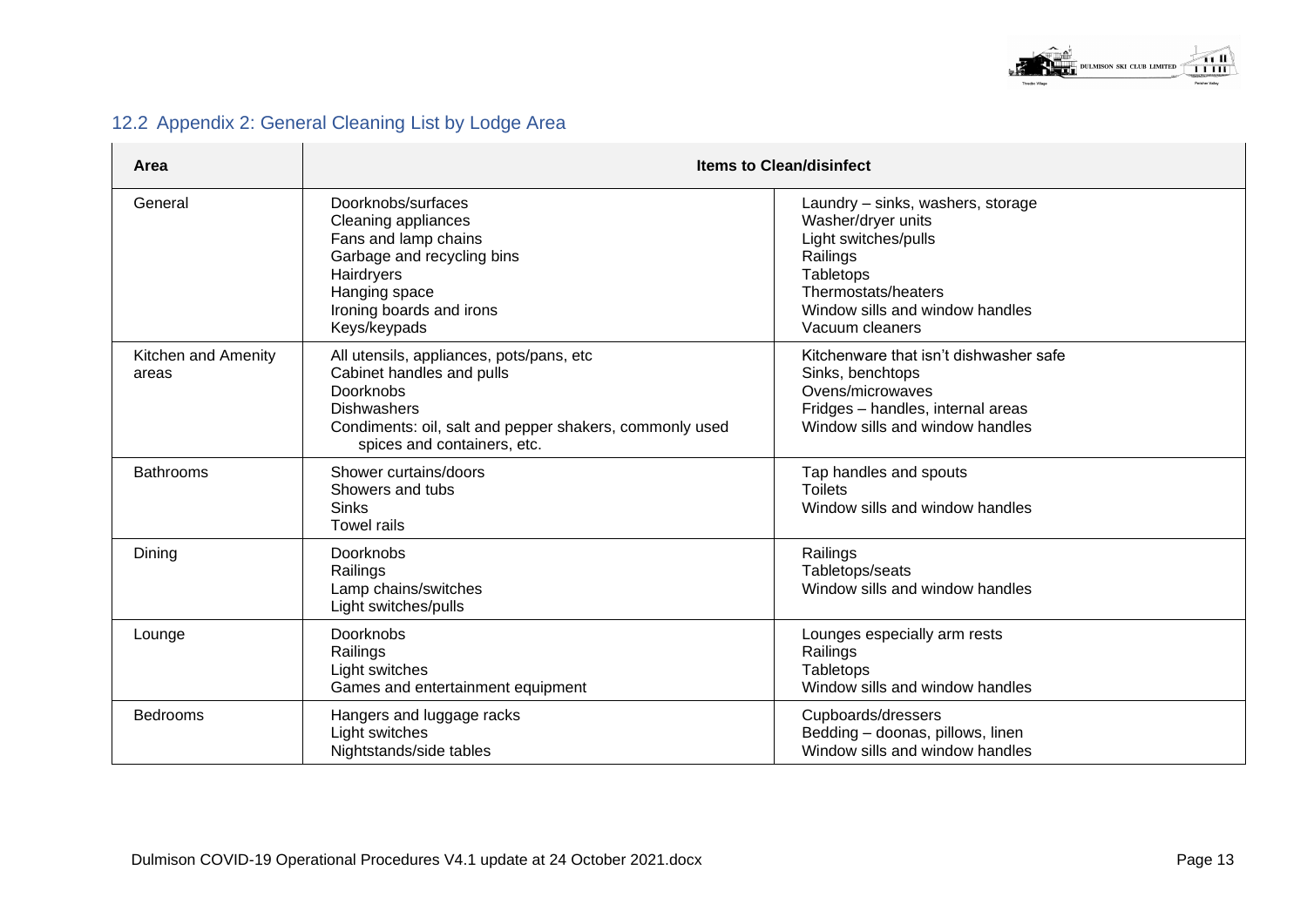## 12.2 Appendix 2: General Cleaning List by Lodge Area

| Area | Items to Clean/disinfect | |
|---|---|---|
| General | Doorknobs/surfaces<br>Cleaning appliances<br>Fans and lamp chains<br>Garbage and recycling bins<br>Hairdryers<br>Hanging space<br>Ironing boards and irons<br>Keys/keypads | Laundry – sinks, washers, storage<br>Washer/dryer units<br>Light switches/pulls<br>Railings<br>Tabletops<br>Thermostats/heaters<br>Window sills and window handles<br>Vacuum cleaners |
| Kitchen and Amenity areas | All utensils, appliances, pots/pans, etc<br>Cabinet handles and pulls<br>Doorknobs<br>Dishwashers<br>Condiments: oil, salt and pepper shakers, commonly used spices and containers, etc. | Kitchenware that isn't dishwasher safe<br>Sinks, benchtops<br>Ovens/microwaves<br>Fridges – handles, internal areas<br>Window sills and window handles |
| Bathrooms | Shower curtains/doors<br>Showers and tubs<br>Sinks<br>Towel rails | Tap handles and spouts<br>Toilets<br>Window sills and window handles |
| Dining | Doorknobs<br>Railings<br>Lamp chains/switches<br>Light switches/pulls | Railings<br>Tabletops/seats<br>Window sills and window handles |
| Lounge | Doorknobs<br>Railings<br>Light switches<br>Games and entertainment equipment | Lounges especially arm rests<br>Railings<br>Tabletops<br>Window sills and window handles |
| Bedrooms | Hangers and luggage racks<br>Light switches<br>Nightstands/side tables | Cupboards/dressers<br>Bedding – doonas, pillows, linen<br>Window sills and window handles |